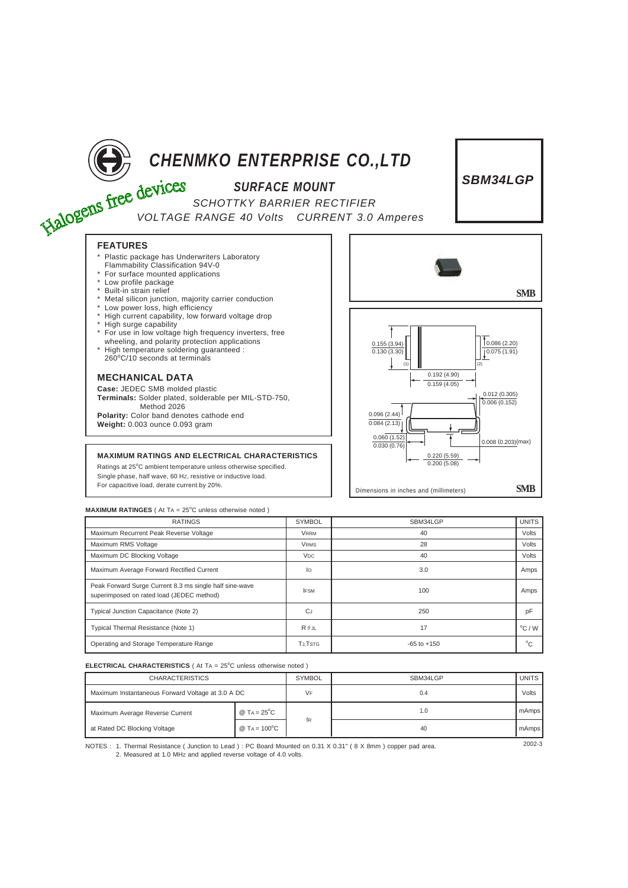# CHENMKO ENTERPRISE CO.,LTD

Halogens free devices

**SBM34LGP**

## SURFACE MOUNT

SCHOTTKY BARRIER RECTIFIER

VOLTAGE RANGE 40 Volts CURRENT 3.0 Amperes

### FEATURES

- Plastic package has Underwriters Laboratory Flammability Classification 94V-0
- For surface mounted applications
- Low profile package
- Built-in strain relief
- Metal silicon junction, majority carrier conduction
- Low power loss, high efficiency
- High current capability, low forward voltage drop
- High surge capability
- For use in low voltage high frequency inverters, free wheeling, and polarity protection applications
- High temperature soldering guaranteed : 260°C/10 seconds at terminals

SMB

### MECHANICAL DATA

**Case:** JEDEC SMB molded plastic
**Terminals:** Solder plated, solderable per MIL-STD-750, Method 2026
**Polarity:** Color band denotes cathode end
**Weight:** 0.003 ounce 0.093 gram

0.155 (3.94) / 0.130 (3.30)
0.086 (2.20) / 0.075 (1.91)
0.192 (4.90) / 0.159 (4.05)
0.012 (0.305) / 0.006 (0.152)
0.096 (2.44) / 0.084 (2.13)
0.060 (1.52) / 0.030 (0.76)
0.008 (0.203)(max)
0.220 (5.59) / 0.200 (5.08)

Dimensions in inches and (millimeters) SMB

### MAXIMUM RATINGS AND ELECTRICAL CHARACTERISTICS

Ratings at 25°C ambient temperature unless otherwise specified.
Single phase, half wave, 60 Hz, resistive or inductive load.
For capacitive load, derate current by 20%.

**MAXIMUM RATINGES** ( At $T_A$ = 25°C unless otherwise noted )

| RATINGS | SYMBOL | SBM34LGP | UNITS |
|---|---|---|---|
| Maximum Recurrent Peak Reverse Voltage | $V_{RRM}$ | 40 | Volts |
| Maximum RMS Voltage | $V_{RMS}$ | 28 | Volts |
| Maximum DC Blocking Voltage | $V_{DC}$ | 40 | Volts |
| Maximum Average Forward Rectified Current | $I_O$ | 3.0 | Amps |
| Peak Forward Surge Current 8.3 ms single half sine-wave superimposed on rated load (JEDEC method) | $I_{FSM}$ | 100 | Amps |
| Typical Junction Capacitance (Note 2) | $C_J$ | 250 | pF |
| Typical Thermal Resistance (Note 1) | $R_{\theta JL}$ | 17 | °C / W |
| Operating and Storage Temperature Range | $T_J, T_{STG}$ | -65 to +150 | °C |

**ELECTRICAL CHARACTERISTICS** ( At $T_A$ = 25°C unless otherwise noted )

| CHARACTERISTICS | | SYMBOL | SBM34LGP | UNITS |
|---|---|---|---|---|
| Maximum Instantaneous Forward Voltage at 3.0 A DC | | $V_F$ | 0.4 | Volts |
| Maximum Average Reverse Current | @ $T_A$ = 25°C | $I_R$ | 1.0 | mAmps |
| at Rated DC Blocking Voltage | @ $T_A$ = 100°C | | 40 | mAmps |

NOTES : 1. Thermal Resistance ( Junction to Lead ) : PC Board Mounted on 0.31 X 0.31" ( 8 X 8mm ) copper pad area.
2. Measured at 1.0 MHz and applied reverse voltage of 4.0 volts.

2002-3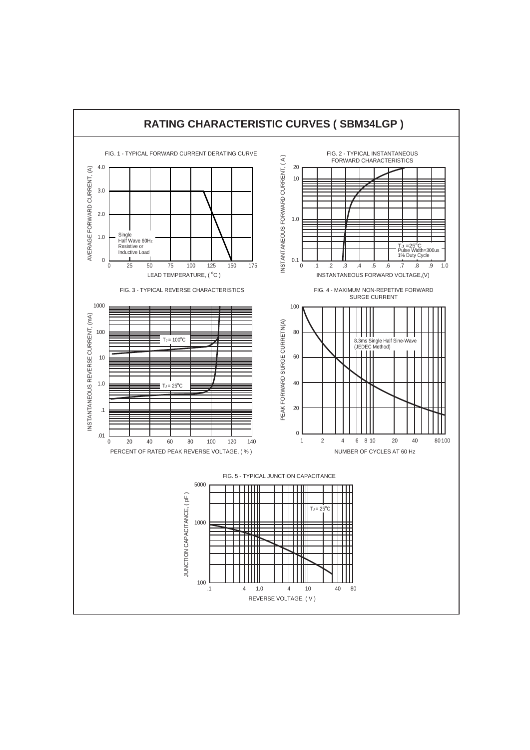# RATING CHARACTERISTIC CURVES ( SBM34LGP )

FIG. 1 - TYPICAL FORWARD CURRENT DERATING CURVE

AVERAGE FORWARD CURRENT, (A)

4.0
3.0
2.0
1.0
0

Single
Half Wave 60Hz
Resistive or
Inductive Load

0 25 50 75 100 125 150 175

LEAD TEMPERATURE, ( °C )

FIG. 2 - TYPICAL INSTANTANEOUS FORWARD CHARACTERISTICS

INSTANTANEOUS FORWARD CURRENT, ( A )

20
10
1.0
0.1

TJ =25°C
Pulse Width=300us
1% Duty Cycle

0 .1 .2 .3 .4 .5 .6 .7 .8 .9 1.0

INSTANTANEOUS FORWARD VOLTAGE,(V)

FIG. 3 - TYPICAL REVERSE CHARACTERISTICS

INSTANTANEOUS REVERSE CURRENT, (mA)

1000
100
10
1.0
.1
.01

TJ = 100°C

TJ = 25°C

0 20 40 60 80 100 120 140

PERCENT OF RATED PEAK REVERSE VOLTAGE, ( % )

FIG. 4 - MAXIMUM NON-REPETIVE FORWARD SURGE CURRENT

PEAK FORWARD SURGE CURRETN(A)

100
80
60
40
20
0

8.3ms Single Half Sine-Wave
(JEDEC Method)

1 2 4 6 8 10 20 40 80 100

NUMBER OF CYCLES AT 60 Hz

FIG. 5 - TYPICAL JUNCTION CAPACITANCE

JUNCTION CAPACITANCE, ( pF )

5000
1000
100

TJ = 25°C

.1 .4 1.0 4 10 40 80

REVERSE VOLTAGE, ( V )